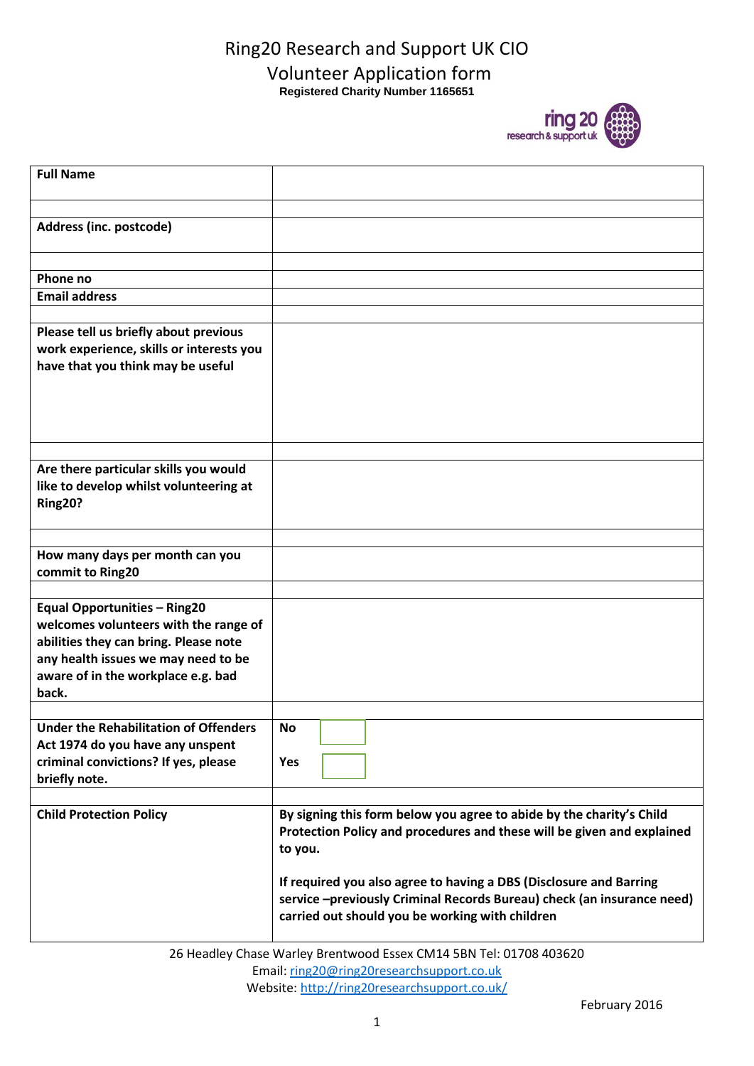# Ring20 Research and Support UK CIO

## Volunteer Application form

**Registered Charity Number 1165651**

| | |
|---|---|
| **Full Name** | |
| | |
| **Address (inc. postcode)** | |
| | |
| **Phone no** | |
| **Email address** | |
| | |
| **Please tell us briefly about previous work experience, skills or interests you have that you think may be useful** | |
| | |
| **Are there particular skills you would like to develop whilst volunteering at Ring20?** | |
| | |
| **How many days per month can you commit to Ring20** | |
| | |
| **Equal Opportunities – Ring20 welcomes volunteers with the range of abilities they can bring. Please note any health issues we may need to be aware of in the workplace e.g. bad back.** | |
| | |
| **Under the Rehabilitation of Offenders Act 1974 do you have any unspent criminal convictions? If yes, please briefly note.** | **No** ☐<br><br>**Yes** ☐ |
| | |
| **Child Protection Policy** | **By signing this form below you agree to abide by the charity's Child Protection Policy and procedures and these will be given and explained to you.**<br><br>**If required you also agree to having a DBS (Disclosure and Barring service –previously Criminal Records Bureau) check (an insurance need) carried out should you be working with children** |

26 Headley Chase Warley Brentwood Essex CM14 5BN Tel: 01708 403620
Email: ring20@ring20researchsupport.co.uk
Website: http://ring20researchsupport.co.uk/

February 2016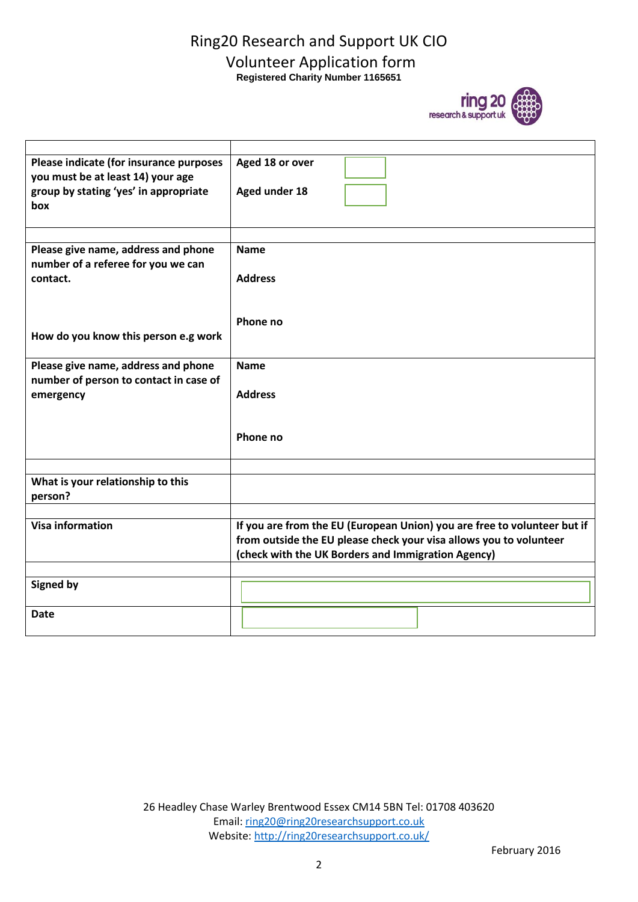# Ring20 Research and Support UK CIO

## Volunteer Application form

**Registered Charity Number 1165651**

| | |
|---|---|
| **Please indicate (for insurance purposes you must be at least 14) your age group by stating 'yes' in appropriate box** | **Aged 18 or over**<br><br>**Aged under 18** |
| | |
| **Please give name, address and phone number of a referee for you we can contact.**<br><br>**How do you know this person e.g work** | **Name**<br><br>**Address**<br><br>**Phone no** |
| **Please give name, address and phone number of person to contact in case of emergency** | **Name**<br><br>**Address**<br><br>**Phone no** |
| | |
| **What is your relationship to this person?** | |
| | |
| **Visa information** | **If you are from the EU (European Union) you are free to volunteer but if from outside the EU please check your visa allows you to volunteer (check with the UK Borders and Immigration Agency)** |
| | |
| **Signed by** | |
| **Date** | |

26 Headley Chase Warley Brentwood Essex CM14 5BN Tel: 01708 403620
Email: ring20@ring20researchsupport.co.uk
Website: http://ring20researchsupport.co.uk/

February 2016